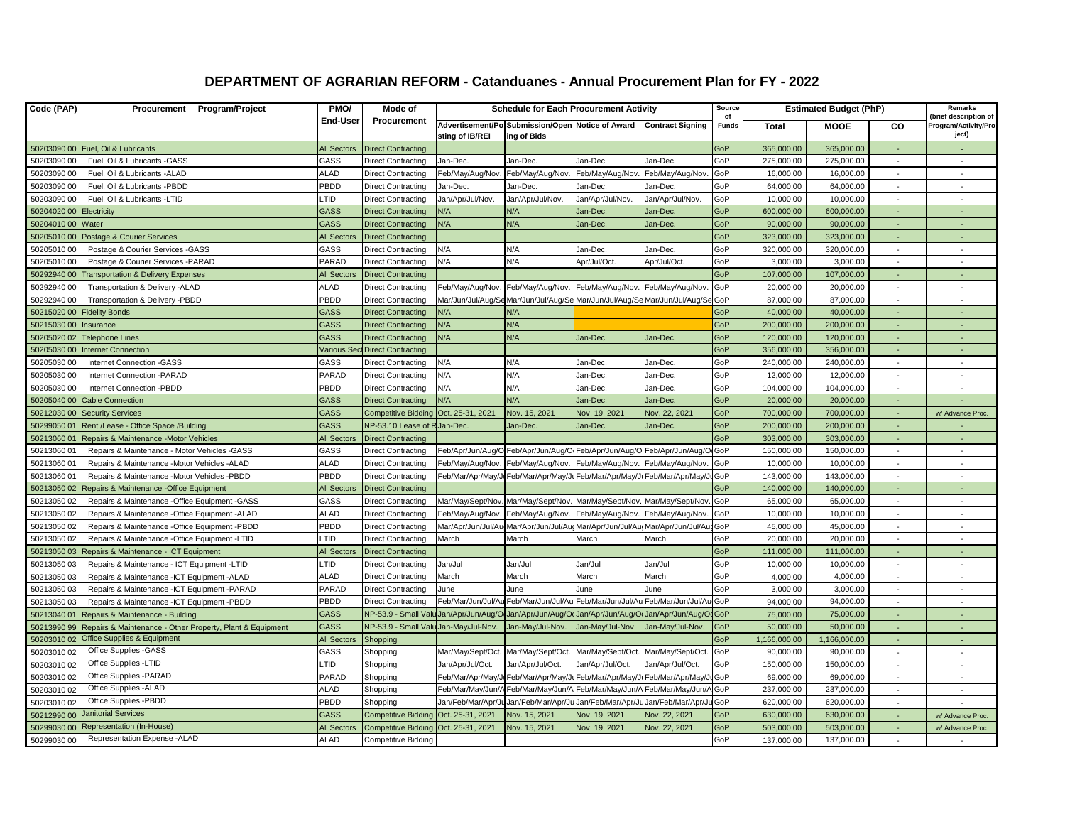# DEPARTMENT OF AGRARIAN REFORM - Catanduanes - Annual Procurement Plan for FY - 2022

| Code (PAP) | Procurement Program/Project | PMO/ End-User | Mode of Procurement | Schedule for Each Procurement Activity | | | | Source of Funds | Estimated Budget (PhP) | | | Remarks (brief description of Program/Activity/Project) |
|---|---|---|---|---|---|---|---|---|---|---|---|---|
| | | | | Advertisement/Posting of IB/REI | Submission/Opening of Bids | Notice of Award | Contract Signing | | Total | MOOE | CO | |
| 50203090 00 | Fuel, Oil & Lubricants | All Sectors | Direct Contracting | | | | | GoP | 365,000.00 | 365,000.00 | - | - |
| 50203090 00 | Fuel, Oil & Lubricants -GASS | GASS | Direct Contracting | Jan-Dec. | Jan-Dec. | Jan-Dec. | Jan-Dec. | GoP | 275,000.00 | 275,000.00 | - | - |
| 50203090 00 | Fuel, Oil & Lubricants -ALAD | ALAD | Direct Contracting | Feb/May/Aug/Nov. | Feb/May/Aug/Nov. | Feb/May/Aug/Nov. | Feb/May/Aug/Nov. | GoP | 16,000.00 | 16,000.00 | - | - |
| 50203090 00 | Fuel, Oil & Lubricants -PBDD | PBDD | Direct Contracting | Jan-Dec. | Jan-Dec. | Jan-Dec. | Jan-Dec. | GoP | 64,000.00 | 64,000.00 | - | - |
| 50203090 00 | Fuel, Oil & Lubricants -LTID | LTID | Direct Contracting | Jan/Apr/Jul/Nov. | Jan/Apr/Jul/Nov. | Jan/Apr/Jul/Nov. | Jan/Apr/Jul/Nov. | GoP | 10,000.00 | 10,000.00 | - | - |
| 50204020 00 | Electricity | GASS | Direct Contracting | N/A | N/A | Jan-Dec. | Jan-Dec. | GoP | 600,000.00 | 600,000.00 | - | - |
| 50204010 00 | Water | GASS | Direct Contracting | N/A | N/A | Jan-Dec. | Jan-Dec. | GoP | 90,000.00 | 90,000.00 | - | - |
| 50205010 00 | Postage & Courier Services | All Sectors | Direct Contracting | | | | | GoP | 323,000.00 | 323,000.00 | - | - |
| 50205010 00 | Postage & Courier Services -GASS | GASS | Direct Contracting | N/A | N/A | Jan-Dec. | Jan-Dec. | GoP | 320,000.00 | 320,000.00 | - | - |
| 50205010 00 | Postage & Courier Services -PARAD | PARAD | Direct Contracting | N/A | N/A | Apr/Jul/Oct. | Apr/Jul/Oct. | GoP | 3,000.00 | 3,000.00 | - | - |
| 50292940 00 | Transportation & Delivery Expenses | All Sectors | Direct Contracting | | | | | GoP | 107,000.00 | 107,000.00 | - | - |
| 50292940 00 | Transportation & Delivery -ALAD | ALAD | Direct Contracting | Feb/May/Aug/Nov. | Feb/May/Aug/Nov. | Feb/May/Aug/Nov. | Feb/May/Aug/Nov. | GoP | 20,000.00 | 20,000.00 | - | - |
| 50292940 00 | Transportation & Delivery -PBDD | PBDD | Direct Contracting | Mar/Jun/Jul/Aug/Se | Mar/Jun/Jul/Aug/Se | Mar/Jun/Jul/Aug/Se | Mar/Jun/Jul/Aug/Se | GoP | 87,000.00 | 87,000.00 | - | - |
| 50215020 00 | Fidelity Bonds | GASS | Direct Contracting | N/A | N/A | | | GoP | 40,000.00 | 40,000.00 | - | - |
| 50215030 00 | Insurance | GASS | Direct Contracting | N/A | N/A | | | GoP | 200,000.00 | 200,000.00 | - | - |
| 50205020 02 | Telephone Lines | GASS | Direct Contracting | N/A | N/A | Jan-Dec. | Jan-Dec. | GoP | 120,000.00 | 120,000.00 | - | - |
| 50205030 00 | Internet Connection | Various Sec | Direct Contracting | | | | | GoP | 356,000.00 | 356,000.00 | - | - |
| 50205030 00 | Internet Connection -GASS | GASS | Direct Contracting | N/A | N/A | Jan-Dec. | Jan-Dec. | GoP | 240,000.00 | 240,000.00 | - | - |
| 50205030 00 | Internet Connection -PARAD | PARAD | Direct Contracting | N/A | N/A | Jan-Dec. | Jan-Dec. | GoP | 12,000.00 | 12,000.00 | - | - |
| 50205030 00 | Internet Connection -PBDD | PBDD | Direct Contracting | N/A | N/A | Jan-Dec. | Jan-Dec. | GoP | 104,000.00 | 104,000.00 | - | - |
| 50205040 00 | Cable Connection | GASS | Direct Contracting | N/A | N/A | Jan-Dec. | Jan-Dec. | GoP | 20,000.00 | 20,000.00 | - | - |
| 50212030 00 | Security Services | GASS | Competitive Bidding | Oct. 25-31, 2021 | Nov. 15, 2021 | Nov. 19, 2021 | Nov. 22, 2021 | GoP | 700,000.00 | 700,000.00 | - | w/ Advance Proc. |
| 50299050 01 | Rent /Lease - Office Space /Building | GASS | NP-53.10 Lease of R | Jan-Dec. | Jan-Dec. | Jan-Dec. | Jan-Dec. | GoP | 200,000.00 | 200,000.00 | - | - |
| 50213060 01 | Repairs & Maintenance -Motor Vehicles | All Sectors | Direct Contracting | | | | | GoP | 303,000.00 | 303,000.00 | - | - |
| 50213060 01 | Repairs & Maintenance - Motor Vehicles -GASS | GASS | Direct Contracting | Feb/Apr/Jun/Aug/O | Feb/Apr/Jun/Aug/O | Feb/Apr/Jun/Aug/O | Feb/Apr/Jun/Aug/O | GoP | 150,000.00 | 150,000.00 | - | - |
| 50213060 01 | Repairs & Maintenance -Motor Vehicles -ALAD | ALAD | Direct Contracting | Feb/May/Aug/Nov. | Feb/May/Aug/Nov. | Feb/May/Aug/Nov. | Feb/May/Aug/Nov. | GoP | 10,000.00 | 10,000.00 | - | - |
| 50213060 01 | Repairs & Maintenance -Motor Vehicles -PBDD | PBDD | Direct Contracting | Feb/Mar/Apr/May/J | Feb/Mar/Apr/May/J | Feb/Mar/Apr/May/J | Feb/Mar/Apr/May/J | GoP | 143,000.00 | 143,000.00 | - | - |
| 50213050 02 | Repairs & Maintenance -Office Equipment | All Sectors | Direct Contracting | | | | | GoP | 140,000.00 | 140,000.00 | - | - |
| 50213050 02 | Repairs & Maintenance -Office Equipment -GASS | GASS | Direct Contracting | Mar/May/Sept/Nov. | Mar/May/Sept/Nov. | Mar/May/Sept/Nov. | Mar/May/Sept/Nov. | GoP | 65,000.00 | 65,000.00 | - | - |
| 50213050 02 | Repairs & Maintenance -Office Equipment -ALAD | ALAD | Direct Contracting | Feb/May/Aug/Nov. | Feb/May/Aug/Nov. | Feb/May/Aug/Nov. | Feb/May/Aug/Nov. | GoP | 10,000.00 | 10,000.00 | - | - |
| 50213050 02 | Repairs & Maintenance -Office Equipment -PBDD | PBDD | Direct Contracting | Mar/Apr/Jun/Jul/Au | Mar/Apr/Jun/Jul/Au | Mar/Apr/Jun/Jul/Au | Mar/Apr/Jun/Jul/Au | GoP | 45,000.00 | 45,000.00 | - | - |
| 50213050 02 | Repairs & Maintenance -Office Equipment -LTID | LTID | Direct Contracting | March | March | March | March | GoP | 20,000.00 | 20,000.00 | - | - |
| 50213050 03 | Repairs & Maintenance - ICT Equipment | All Sectors | Direct Contracting | | | | | GoP | 111,000.00 | 111,000.00 | - | - |
| 50213050 03 | Repairs & Maintenance - ICT Equipment -LTID | LTID | Direct Contracting | Jan/Jul | Jan/Jul | Jan/Jul | Jan/Jul | GoP | 10,000.00 | 10,000.00 | - | - |
| 50213050 03 | Repairs & Maintenance -ICT Equipment -ALAD | ALAD | Direct Contracting | March | March | March | March | GoP | 4,000.00 | 4,000.00 | - | - |
| 50213050 03 | Repairs & Maintenance -ICT Equipment -PARAD | PARAD | Direct Contracting | June | June | June | June | GoP | 3,000.00 | 3,000.00 | - | - |
| 50213050 03 | Repairs & Maintenance -ICT Equipment -PBDD | PBDD | Direct Contracting | Feb/Mar/Jun/Jul/Au | Feb/Mar/Jun/Jul/Au | Feb/Mar/Jun/Jul/Au | Feb/Mar/Jun/Jul/Au | GoP | 94,000.00 | 94,000.00 | - | - |
| 50213040 01 | Repairs & Maintenance - Building | GASS | NP-53.9 - Small Valu | Jan/Apr/Jun/Aug/O | Jan/Apr/Jun/Aug/O | Jan/Apr/Jun/Aug/O | Jan/Apr/Jun/Aug/O | GoP | 75,000.00 | 75,000.00 | - | - |
| 50213990 99 | Repairs & Maintenance - Other Property, Plant & Equipment | GASS | NP-53.9 - Small Valu | Jan-May/Jul-Nov. | Jan-May/Jul-Nov. | Jan-May/Jul-Nov. | Jan-May/Jul-Nov. | GoP | 50,000.00 | 50,000.00 | - | - |
| 50203010 02 | Office Supplies & Equipment | All Sectors | Shopping | | | | | GoP | 1,166,000.00 | 1,166,000.00 | - | - |
| 50203010 02 | Office Supplies -GASS | GASS | Shopping | Mar/May/Sept/Oct. | Mar/May/Sept/Oct. | Mar/May/Sept/Oct. | Mar/May/Sept/Oct. | GoP | 90,000.00 | 90,000.00 | - | - |
| 50203010 02 | Office Supplies -LTID | LTID | Shopping | Jan/Apr/Jul/Oct. | Jan/Apr/Jul/Oct. | Jan/Apr/Jul/Oct. | Jan/Apr/Jul/Oct. | GoP | 150,000.00 | 150,000.00 | - | - |
| 50203010 02 | Office Supplies -PARAD | PARAD | Shopping | Feb/Mar/Apr/May/J | Feb/Mar/Apr/May/J | Feb/Mar/Apr/May/J | Feb/Mar/Apr/May/J | GoP | 69,000.00 | 69,000.00 | - | - |
| 50203010 02 | Office Supplies -ALAD | ALAD | Shopping | Feb/Mar/May/Jun/A | Feb/Mar/May/Jun/A | Feb/Mar/May/Jun/A | Feb/Mar/May/Jun/A | GoP | 237,000.00 | 237,000.00 | - | - |
| 50203010 02 | Office Supplies -PBDD | PBDD | Shopping | Jan/Feb/Mar/Apr/Ju | Jan/Feb/Mar/Apr/Ju | Jan/Feb/Mar/Apr/Ju | Jan/Feb/Mar/Apr/Ju | GoP | 620,000.00 | 620,000.00 | - | - |
| 50212990 00 | Janitorial Services | GASS | Competitive Bidding | Oct. 25-31, 2021 | Nov. 15, 2021 | Nov. 19, 2021 | Nov. 22, 2021 | GoP | 630,000.00 | 630,000.00 | - | w/ Advance Proc. |
| 50299030 00 | Representation (In-House) | All Sectors | Competitive Bidding | Oct. 25-31, 2021 | Nov. 15, 2021 | Nov. 19, 2021 | Nov. 22, 2021 | GoP | 503,000.00 | 503,000.00 | - | w/ Advance Proc. |
| 50299030 00 | Representation Expense -ALAD | ALAD | Competitive Bidding | | | | | GoP | 137,000.00 | 137,000.00 | - | - |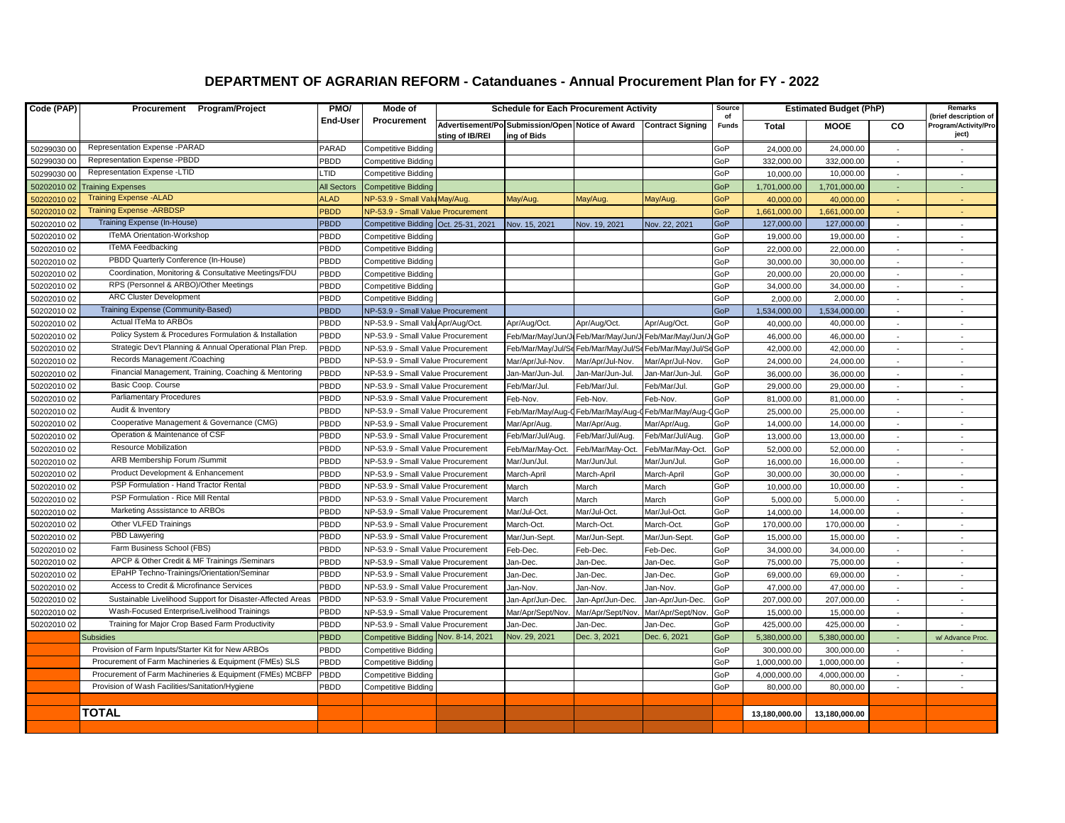# DEPARTMENT OF AGRARIAN REFORM - Catanduanes - Annual Procurement Plan for FY - 2022

| Code (PAP) | Procurement Program/Project | PMO/ End-User | Mode of Procurement | Schedule for Each Procurement Activity | | | | Source of Funds | Estimated Budget (PhP) | | | Remarks (brief description of Program/Activity/Project) |
|---|---|---|---|---|---|---|---|---|---|---|---|---|
| | | | | Advertisement/Posting of IB/REI | Submission/Opening of Bids | Notice of Award | Contract Signing | | Total | MOOE | CO | |
| 50299030 00 | Representation Expense -PARAD | PARAD | Competitive Bidding | | | | | GoP | 24,000.00 | 24,000.00 | - | - |
| 50299030 00 | Representation Expense -PBDD | PBDD | Competitive Bidding | | | | | GoP | 332,000.00 | 332,000.00 | - | - |
| 50299030 00 | Representation Expense -LTID | LTID | Competitive Bidding | | | | | GoP | 10,000.00 | 10,000.00 | - | - |
| 50202010 02 | Training Expenses | All Sectors | Competitive Bidding | | | | | GoP | 1,701,000.00 | 1,701,000.00 | - | - |
| 50202010 02 | Training Expense -ALAD | ALAD | NP-53.9 - Small Valu May/Aug. | | May/Aug. | May/Aug. | May/Aug. | GoP | 40,000.00 | 40,000.00 | - | - |
| 50202010 02 | Training Expense -ARBDSP | PBDD | NP-53.9 - Small Value Procurement | | | | | GoP | 1,661,000.00 | 1,661,000.00 | - | - |
| 50202010 02 | Training Expense (In-House) | PBDD | Competitive Bidding | Oct. 25-31, 2021 | Nov. 15, 2021 | Nov. 19, 2021 | Nov. 22, 2021 | GoP | 127,000.00 | 127,000.00 | - | - |
| 50202010 02 | ITeMA Orientation-Workshop | PBDD | Competitive Bidding | | | | | GoP | 19,000.00 | 19,000.00 | - | - |
| 50202010 02 | ITeMA Feedbacking | PBDD | Competitive Bidding | | | | | GoP | 22,000.00 | 22,000.00 | - | - |
| 50202010 02 | PBDD Quarterly Conference (In-House) | PBDD | Competitive Bidding | | | | | GoP | 30,000.00 | 30,000.00 | - | - |
| 50202010 02 | Coordination, Monitoring & Consultative Meetings/FDU | PBDD | Competitive Bidding | | | | | GoP | 20,000.00 | 20,000.00 | - | - |
| 50202010 02 | RPS (Personnel & ARBO)/Other Meetings | PBDD | Competitive Bidding | | | | | GoP | 34,000.00 | 34,000.00 | - | - |
| 50202010 02 | ARC Cluster Development | PBDD | Competitive Bidding | | | | | GoP | 2,000.00 | 2,000.00 | - | - |
| 50202010 02 | Training Expense (Community-Based) | PBDD | NP-53.9 - Small Value Procurement | | | | | GoP | 1,534,000.00 | 1,534,000.00 | - | - |
| 50202010 02 | Actual ITeMa to ARBOs | PBDD | NP-53.9 - Small Valu Apr/Aug/Oct. | | Apr/Aug/Oct. | Apr/Aug/Oct. | Apr/Aug/Oct. | GoP | 40,000.00 | 40,000.00 | - | - |
| 50202010 02 | Policy System & Procedures Formulation & Installation | PBDD | NP-53.9 - Small Value Procurement | | Feb/Mar/May/Jun/J | Feb/Mar/May/Jun/J | Feb/Mar/May/Jun/J | GoP | 46,000.00 | 46,000.00 | - | - |
| 50202010 02 | Strategic Dev't Planning & Annual Operational Plan Prep. | PBDD | NP-53.9 - Small Value Procurement | | Feb/Mar/May/Jul/Se | Feb/Mar/May/Jul/Se | Feb/Mar/May/Jul/Se | GoP | 42,000.00 | 42,000.00 | - | - |
| 50202010 02 | Records Management /Coaching | PBDD | NP-53.9 - Small Value Procurement | | Mar/Apr/Jul-Nov. | Mar/Apr/Jul-Nov. | Mar/Apr/Jul-Nov. | GoP | 24,000.00 | 24,000.00 | - | - |
| 50202010 02 | Financial Management, Training, Coaching & Mentoring | PBDD | NP-53.9 - Small Value Procurement | | Jan-Mar/Jun-Jul. | Jan-Mar/Jun-Jul. | Jan-Mar/Jun-Jul. | GoP | 36,000.00 | 36,000.00 | - | - |
| 50202010 02 | Basic Coop. Course | PBDD | NP-53.9 - Small Value Procurement | | Feb/Mar/Jul. | Feb/Mar/Jul. | Feb/Mar/Jul. | GoP | 29,000.00 | 29,000.00 | - | - |
| 50202010 02 | Parliamentary Procedures | PBDD | NP-53.9 - Small Value Procurement | | Feb-Nov. | Feb-Nov. | Feb-Nov. | GoP | 81,000.00 | 81,000.00 | - | - |
| 50202010 02 | Audit & Inventory | PBDD | NP-53.9 - Small Value Procurement | | Feb/Mar/May/Aug-O | Feb/Mar/May/Aug-O | Feb/Mar/May/Aug-O | GoP | 25,000.00 | 25,000.00 | - | - |
| 50202010 02 | Cooperative Management & Governance (CMG) | PBDD | NP-53.9 - Small Value Procurement | | Mar/Apr/Aug. | Mar/Apr/Aug. | Mar/Apr/Aug. | GoP | 14,000.00 | 14,000.00 | - | - |
| 50202010 02 | Operation & Maintenance of CSF | PBDD | NP-53.9 - Small Value Procurement | | Feb/Mar/Jul/Aug. | Feb/Mar/Jul/Aug. | Feb/Mar/Jul/Aug. | GoP | 13,000.00 | 13,000.00 | - | - |
| 50202010 02 | Resource Mobilization | PBDD | NP-53.9 - Small Value Procurement | | Feb/Mar/May-Oct. | Feb/Mar/May-Oct. | Feb/Mar/May-Oct. | GoP | 52,000.00 | 52,000.00 | - | - |
| 50202010 02 | ARB Membership Forum /Summit | PBDD | NP-53.9 - Small Value Procurement | | Mar/Jun/Jul. | Mar/Jun/Jul. | Mar/Jun/Jul. | GoP | 16,000.00 | 16,000.00 | - | - |
| 50202010 02 | Product Development & Enhancement | PBDD | NP-53.9 - Small Value Procurement | | March-April | March-April | March-April | GoP | 30,000.00 | 30,000.00 | - | - |
| 50202010 02 | PSP Formulation - Hand Tractor Rental | PBDD | NP-53.9 - Small Value Procurement | | March | March | March | GoP | 10,000.00 | 10,000.00 | - | - |
| 50202010 02 | PSP Formulation - Rice Mill Rental | PBDD | NP-53.9 - Small Value Procurement | | March | March | March | GoP | 5,000.00 | 5,000.00 | - | - |
| 50202010 02 | Marketing Asssistance to ARBOs | PBDD | NP-53.9 - Small Value Procurement | | Mar/Jul-Oct. | Mar/Jul-Oct. | Mar/Jul-Oct. | GoP | 14,000.00 | 14,000.00 | - | - |
| 50202010 02 | Other VLFED Trainings | PBDD | NP-53.9 - Small Value Procurement | | March-Oct. | March-Oct. | March-Oct. | GoP | 170,000.00 | 170,000.00 | - | - |
| 50202010 02 | PBD Lawyering | PBDD | NP-53.9 - Small Value Procurement | | Mar/Jun-Sept. | Mar/Jun-Sept. | Mar/Jun-Sept. | GoP | 15,000.00 | 15,000.00 | - | - |
| 50202010 02 | Farm Business School (FBS) | PBDD | NP-53.9 - Small Value Procurement | | Feb-Dec. | Feb-Dec. | Feb-Dec. | GoP | 34,000.00 | 34,000.00 | - | - |
| 50202010 02 | APCP & Other Credit & MF Trainings /Seminars | PBDD | NP-53.9 - Small Value Procurement | | Jan-Dec. | Jan-Dec. | Jan-Dec. | GoP | 75,000.00 | 75,000.00 | - | - |
| 50202010 02 | EPaHP Techno-Trainings/Orientation/Seminar | PBDD | NP-53.9 - Small Value Procurement | | Jan-Dec. | Jan-Dec. | Jan-Dec. | GoP | 69,000.00 | 69,000.00 | - | - |
| 50202010 02 | Access to Credit & Microfinance Services | PBDD | NP-53.9 - Small Value Procurement | | Jan-Nov. | Jan-Nov. | Jan-Nov. | GoP | 47,000.00 | 47,000.00 | - | - |
| 50202010 02 | Sustainable Livelihood Support for Disaster-Affected Areas | PBDD | NP-53.9 - Small Value Procurement | | Jan-Apr/Jun-Dec. | Jan-Apr/Jun-Dec. | Jan-Apr/Jun-Dec. | GoP | 207,000.00 | 207,000.00 | - | - |
| 50202010 02 | Wash-Focused Enterprise/Livelihood Trainings | PBDD | NP-53.9 - Small Value Procurement | | Mar/Apr/Sept/Nov. | Mar/Apr/Sept/Nov. | Mar/Apr/Sept/Nov. | GoP | 15,000.00 | 15,000.00 | - | - |
| 50202010 02 | Training for Major Crop Based Farm Productivity | PBDD | NP-53.9 - Small Value Procurement | | Jan-Dec. | Jan-Dec. | Jan-Dec. | GoP | 425,000.00 | 425,000.00 | - | - |
| | Subsidies | PBDD | Competitive Bidding | Nov. 8-14, 2021 | Nov. 29, 2021 | Dec. 3, 2021 | Dec. 6, 2021 | GoP | 5,380,000.00 | 5,380,000.00 | - | w/ Advance Proc. |
| | Provision of Farm Inputs/Starter Kit for New ARBOs | PBDD | Competitive Bidding | | | | | GoP | 300,000.00 | 300,000.00 | - | - |
| | Procurement of Farm Machineries & Equipment (FMEs) SLS | PBDD | Competitive Bidding | | | | | GoP | 1,000,000.00 | 1,000,000.00 | - | - |
| | Procurement of Farm Machineries & Equipment (FMEs) MCBFP | PBDD | Competitive Bidding | | | | | GoP | 4,000,000.00 | 4,000,000.00 | - | - |
| | Provision of Wash Facilities/Sanitation/Hygiene | PBDD | Competitive Bidding | | | | | GoP | 80,000.00 | 80,000.00 | - | - |
| | **TOTAL** | | | | | | | | 13,180,000.00 | 13,180,000.00 | | |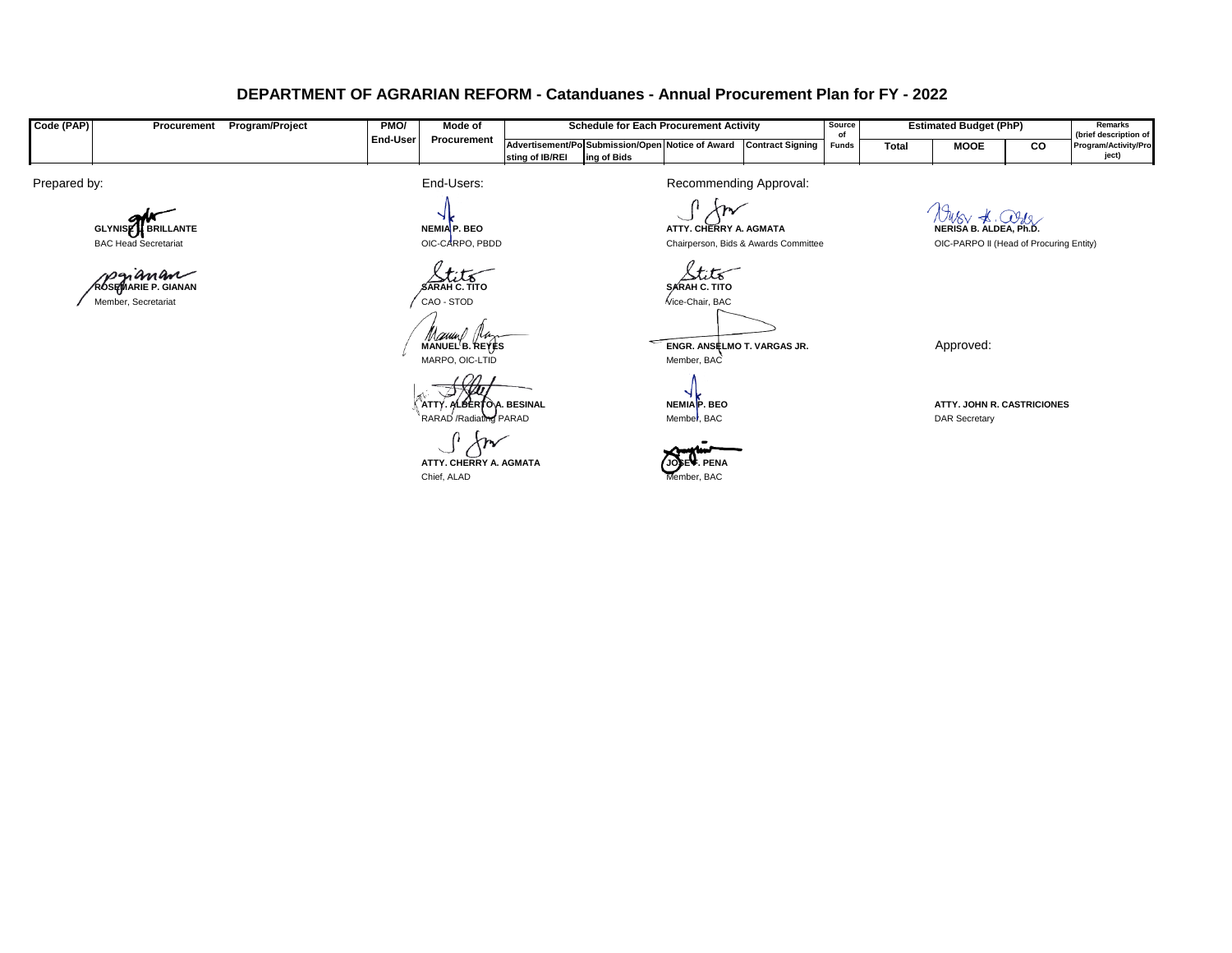# DEPARTMENT OF AGRARIAN REFORM - Catanduanes - Annual Procurement Plan for FY - 2022

| Code (PAP) | Procurement Program/Project | PMO/ End-User | Mode of Procurement | Schedule for Each Procurement Activity | | | | Source of Funds | Estimated Budget (PhP) | | | Remarks (brief description of Program/Activity/Project) |
|---|---|---|---|---|---|---|---|---|---|---|---|---|
| | | | | Advertisement/Posting of IB/REI | Submission/Opening of Bids | Notice of Award | Contract Signing | | Total | MOOE | CO | |

Prepared by:

**GLYNISE L. BRILLANTE**
BAC Head Secretariat

**ROSEMARIE P. GIANAN**
Member, Secretariat

End-Users:

**NEMIA P. BEO**
OIC-CARPO, PBDD

**SARAH C. TITO**
CAO - STOD

**MANUEL B. REYES**
MARPO, OIC-LTID

**ATTY. ALBERTO A. BESINAL**
RARAD /Radiating PARAD

**ATTY. CHERRY A. AGMATA**
Chief, ALAD

Recommending Approval:

**ATTY. CHERRY A. AGMATA**
Chairperson, Bids & Awards Committee

**SARAH C. TITO**
Vice-Chair, BAC

**ENGR. ANSELMO T. VARGAS JR.**
Member, BAC

**NEMIA P. BEO**
Member, BAC

**JOSE F. PENA**
Member, BAC

**NERISA B. ALDEA, Ph.D.**
OIC-PARPO II (Head of Procuring Entity)

Approved:

**ATTY. JOHN R. CASTRICIONES**
DAR Secretary